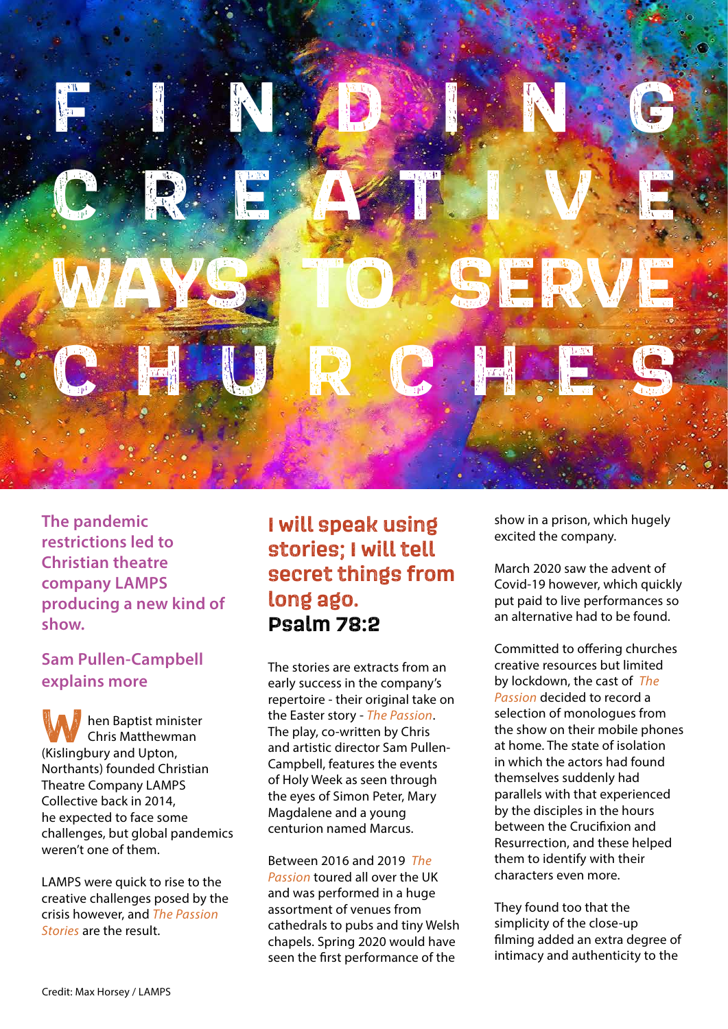# FINDING CREATIVE WAYS TO SERVE CHURCHES

**The pandemic restrictions led to Christian theatre company LAMPS producing a new kind of show.**

**Sam Pullen-Campbell explains more**

When Baptist minister Chris Matthewman (Kislingbury and Upton, Northants) founded Christian Theatre Company LAMPS Collective back in 2014, he expected to face some challenges, but global pandemics weren't one of them.

LAMPS were quick to rise to the creative challenges posed by the crisis however, and *The Passion Stories* are the result.

> **I will speak using stories; I will tell secret things from long ago.**
> **Psalm 78:2**

The stories are extracts from an early success in the company's repertoire - their original take on the Easter story - *The Passion*. The play, co-written by Chris and artistic director Sam Pullen-Campbell, features the events of Holy Week as seen through the eyes of Simon Peter, Mary Magdalene and a young centurion named Marcus.

Between 2016 and 2019 *The Passion* toured all over the UK and was performed in a huge assortment of venues from cathedrals to pubs and tiny Welsh chapels. Spring 2020 would have seen the first performance of the show in a prison, which hugely excited the company.

March 2020 saw the advent of Covid-19 however, which quickly put paid to live performances so an alternative had to be found.

Committed to offering churches creative resources but limited by lockdown, the cast of *The Passion* decided to record a selection of monologues from the show on their mobile phones at home. The state of isolation in which the actors had found themselves suddenly had parallels with that experienced by the disciples in the hours between the Crucifixion and Resurrection, and these helped them to identify with their characters even more.

They found too that the simplicity of the close-up filming added an extra degree of intimacy and authenticity to the

Credit: Max Horsey / LAMPS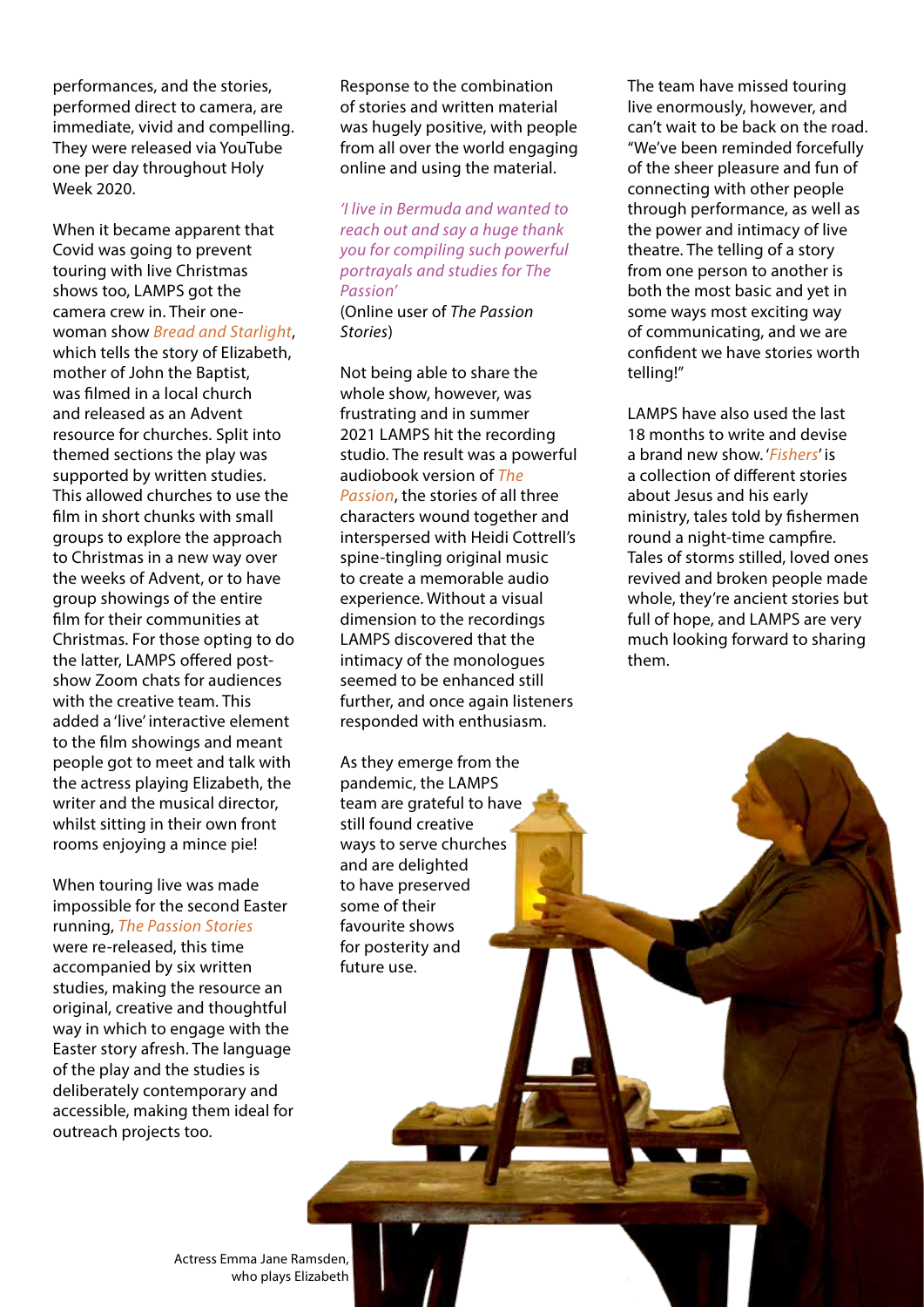performances, and the stories, performed direct to camera, are immediate, vivid and compelling. They were released via YouTube one per day throughout Holy Week 2020.

When it became apparent that Covid was going to prevent touring with live Christmas shows too, LAMPS got the camera crew in. Their one-woman show *Bread and Starlight*, which tells the story of Elizabeth, mother of John the Baptist, was filmed in a local church and released as an Advent resource for churches. Split into themed sections the play was supported by written studies. This allowed churches to use the film in short chunks with small groups to explore the approach to Christmas in a new way over the weeks of Advent, or to have group showings of the entire film for their communities at Christmas. For those opting to do the latter, LAMPS offered post-show Zoom chats for audiences with the creative team. This added a 'live' interactive element to the film showings and meant people got to meet and talk with the actress playing Elizabeth, the writer and the musical director, whilst sitting in their own front rooms enjoying a mince pie!

When touring live was made impossible for the second Easter running, *The Passion Stories* were re-released, this time accompanied by six written studies, making the resource an original, creative and thoughtful way in which to engage with the Easter story afresh. The language of the play and the studies is deliberately contemporary and accessible, making them ideal for outreach projects too.

Response to the combination of stories and written material was hugely positive, with people from all over the world engaging online and using the material.

*'I live in Bermuda and wanted to reach out and say a huge thank you for compiling such powerful portrayals and studies for The Passion'*
(Online user of *The Passion Stories*)

Not being able to share the whole show, however, was frustrating and in summer 2021 LAMPS hit the recording studio. The result was a powerful audiobook version of *The Passion*, the stories of all three characters wound together and interspersed with Heidi Cottrell's spine-tingling original music to create a memorable audio experience. Without a visual dimension to the recordings LAMPS discovered that the intimacy of the monologues seemed to be enhanced still further, and once again listeners responded with enthusiasm.

As they emerge from the pandemic, the LAMPS team are grateful to have still found creative ways to serve churches and are delighted to have preserved some of their favourite shows for posterity and future use.

The team have missed touring live enormously, however, and can't wait to be back on the road. "We've been reminded forcefully of the sheer pleasure and fun of connecting with other people through performance, as well as the power and intimacy of live theatre. The telling of a story from one person to another is both the most basic and yet in some ways most exciting way of communicating, and we are confident we have stories worth telling!"

LAMPS have also used the last 18 months to write and devise a brand new show. '*Fishers*' is a collection of different stories about Jesus and his early ministry, tales told by fishermen round a night-time campfire. Tales of storms stilled, loved ones revived and broken people made whole, they're ancient stories but full of hope, and LAMPS are very much looking forward to sharing them.

Actress Emma Jane Ramsden, who plays Elizabeth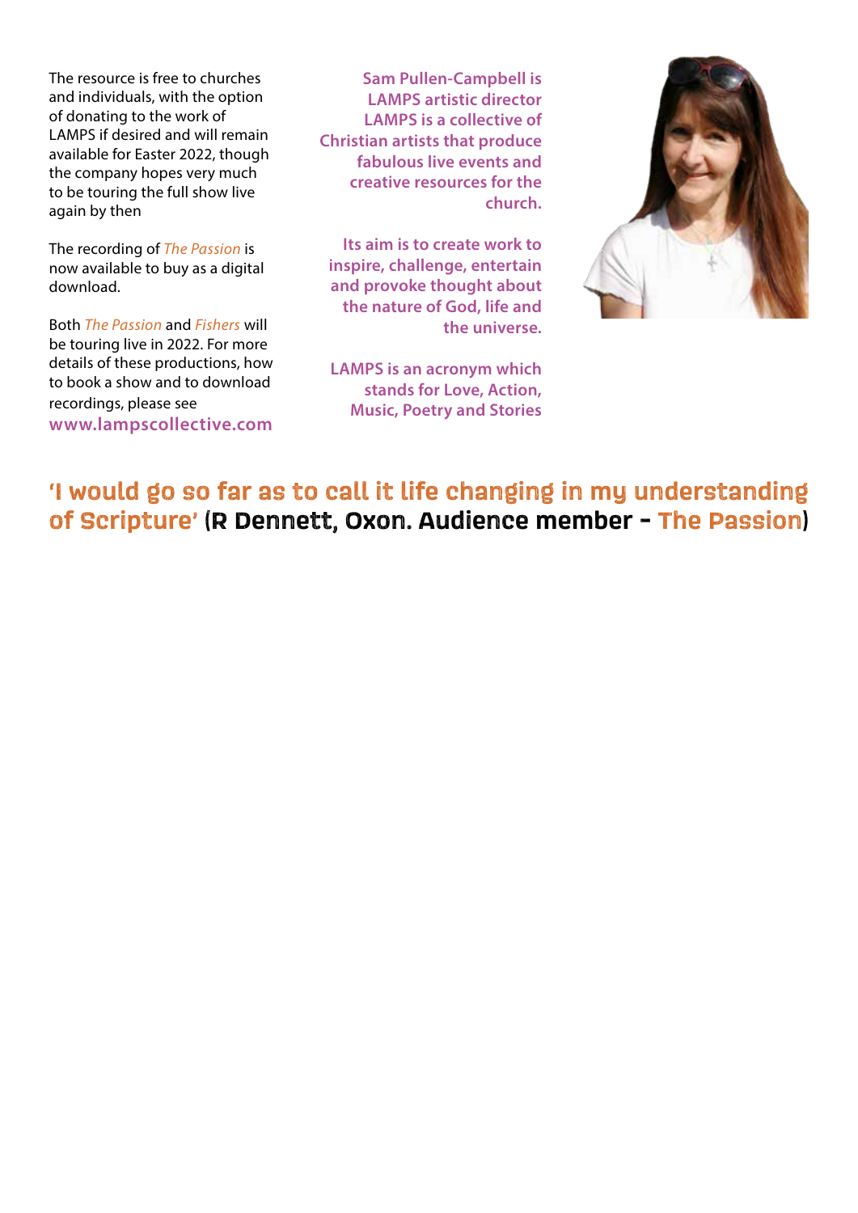The resource is free to churches and individuals, with the option of donating to the work of LAMPS if desired and will remain available for Easter 2022, though the company hopes very much to be touring the full show live again by then

The recording of *The Passion* is now available to buy as a digital download.

Both *The Passion* and *Fishers* will be touring live in 2022. For more details of these productions, how to book a show and to download recordings, please see **www.lampscollective.com**

**Sam Pullen-Campbell is LAMPS artistic director LAMPS is a collective of Christian artists that produce fabulous live events and creative resources for the church.**

**Its aim is to create work to inspire, challenge, entertain and provoke thought about the nature of God, life and the universe.**

**LAMPS is an acronym which stands for Love, Action, Music, Poetry and Stories**

**'I would go so far as to call it life changing in my understanding of Scripture' (R Dennett, Oxon. Audience member - The Passion)**